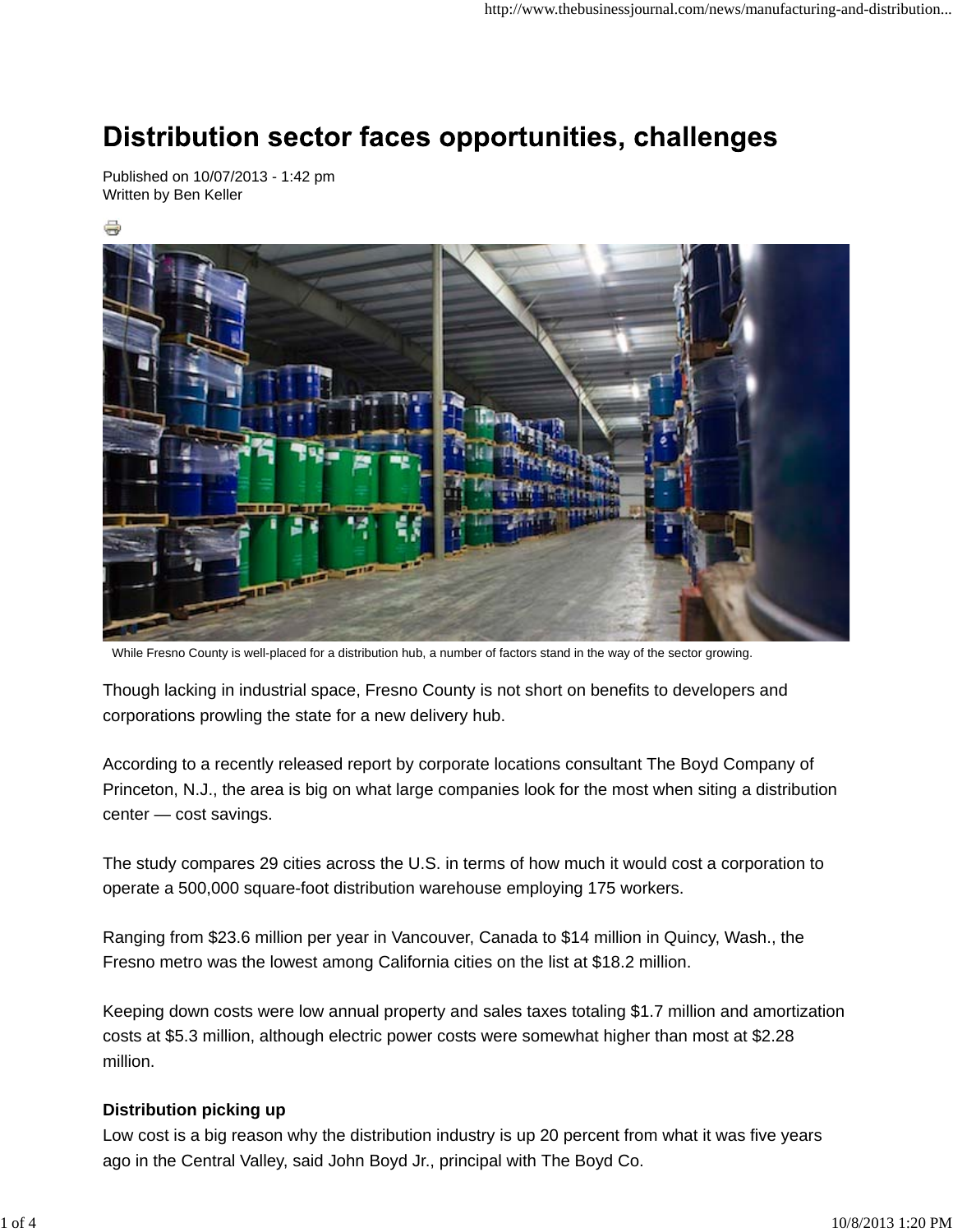# Distribution sector faces opportunities, challenges

Published on 10/07/2013 - 1:42 pm
Written by Ben Keller

While Fresno County is well-placed for a distribution hub, a number of factors stand in the way of the sector growing.

Though lacking in industrial space, Fresno County is not short on benefits to developers and corporations prowling the state for a new delivery hub.

According to a recently released report by corporate locations consultant The Boyd Company of Princeton, N.J., the area is big on what large companies look for the most when siting a distribution center — cost savings.

The study compares 29 cities across the U.S. in terms of how much it would cost a corporation to operate a 500,000 square-foot distribution warehouse employing 175 workers.

Ranging from $23.6 million per year in Vancouver, Canada to $14 million in Quincy, Wash., the Fresno metro was the lowest among California cities on the list at $18.2 million.

Keeping down costs were low annual property and sales taxes totaling $1.7 million and amortization costs at $5.3 million, although electric power costs were somewhat higher than most at $2.28 million.

**Distribution picking up**

Low cost is a big reason why the distribution industry is up 20 percent from what it was five years ago in the Central Valley, said John Boyd Jr., principal with The Boyd Co.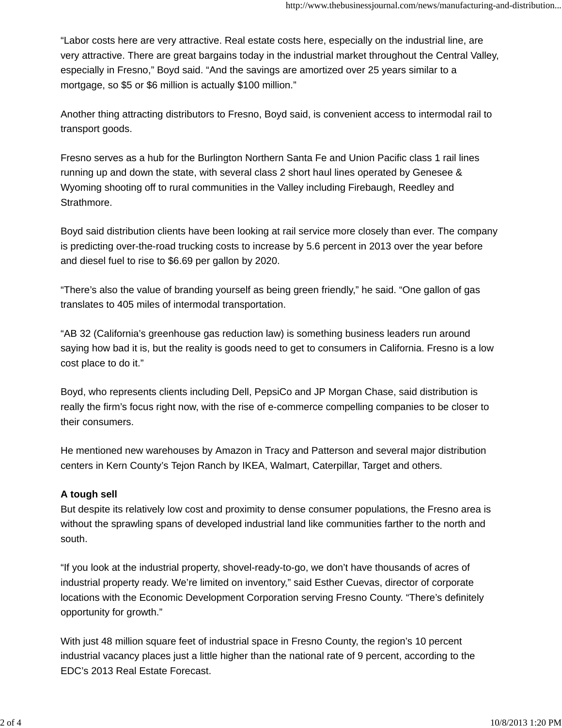"Labor costs here are very attractive. Real estate costs here, especially on the industrial line, are very attractive. There are great bargains today in the industrial market throughout the Central Valley, especially in Fresno," Boyd said. "And the savings are amortized over 25 years similar to a mortgage, so $5 or $6 million is actually $100 million."

Another thing attracting distributors to Fresno, Boyd said, is convenient access to intermodal rail to transport goods.

Fresno serves as a hub for the Burlington Northern Santa Fe and Union Pacific class 1 rail lines running up and down the state, with several class 2 short haul lines operated by Genesee & Wyoming shooting off to rural communities in the Valley including Firebaugh, Reedley and Strathmore.

Boyd said distribution clients have been looking at rail service more closely than ever. The company is predicting over-the-road trucking costs to increase by 5.6 percent in 2013 over the year before and diesel fuel to rise to $6.69 per gallon by 2020.

"There's also the value of branding yourself as being green friendly," he said. "One gallon of gas translates to 405 miles of intermodal transportation.

"AB 32 (California's greenhouse gas reduction law) is something business leaders run around saying how bad it is, but the reality is goods need to get to consumers in California. Fresno is a low cost place to do it."

Boyd, who represents clients including Dell, PepsiCo and JP Morgan Chase, said distribution is really the firm's focus right now, with the rise of e-commerce compelling companies to be closer to their consumers.

He mentioned new warehouses by Amazon in Tracy and Patterson and several major distribution centers in Kern County's Tejon Ranch by IKEA, Walmart, Caterpillar, Target and others.

**A tough sell**

But despite its relatively low cost and proximity to dense consumer populations, the Fresno area is without the sprawling spans of developed industrial land like communities farther to the north and south.

"If you look at the industrial property, shovel-ready-to-go, we don't have thousands of acres of industrial property ready. We're limited on inventory," said Esther Cuevas, director of corporate locations with the Economic Development Corporation serving Fresno County. "There's definitely opportunity for growth."

With just 48 million square feet of industrial space in Fresno County, the region's 10 percent industrial vacancy places just a little higher than the national rate of 9 percent, according to the EDC's 2013 Real Estate Forecast.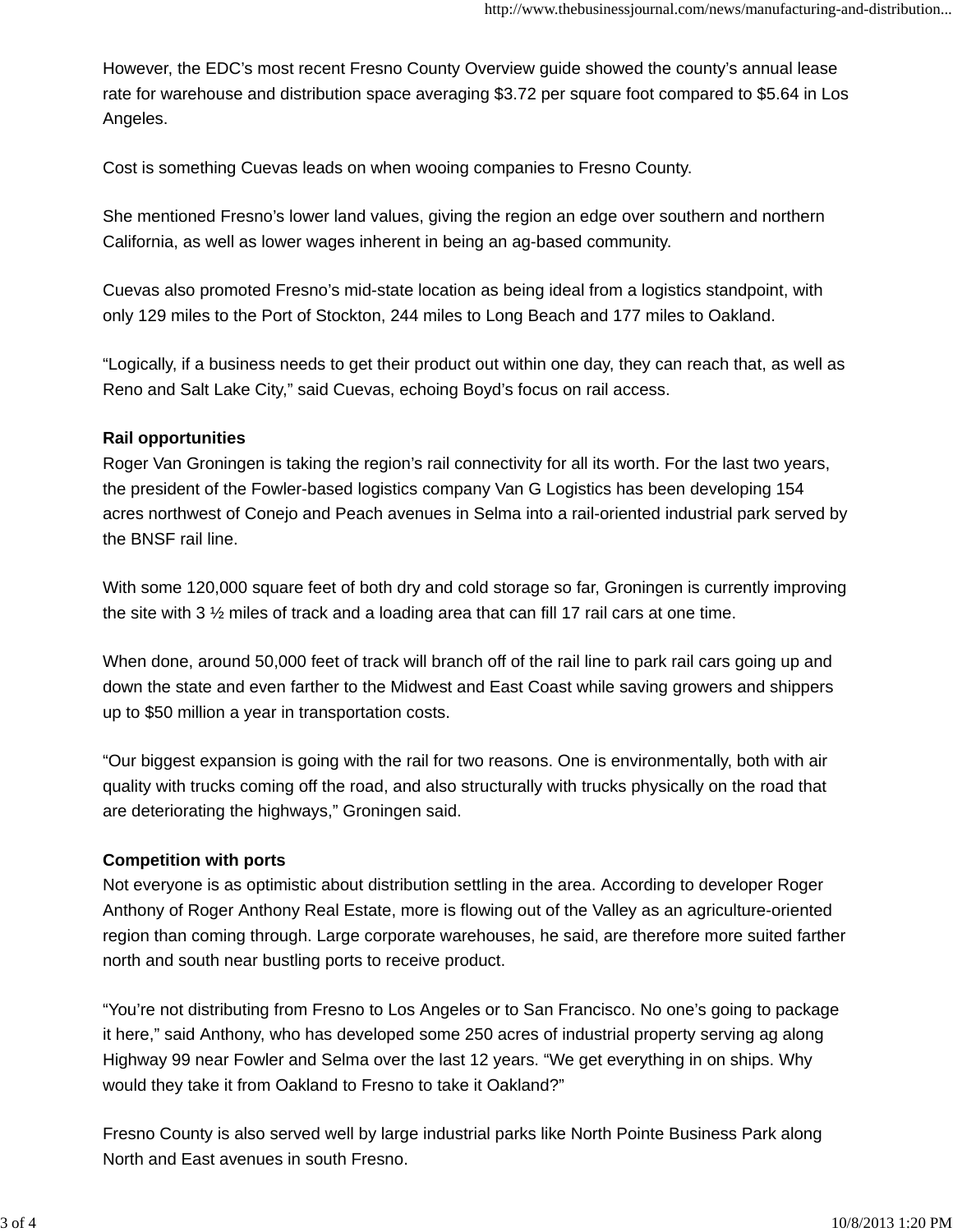However, the EDC's most recent Fresno County Overview guide showed the county's annual lease rate for warehouse and distribution space averaging $3.72 per square foot compared to $5.64 in Los Angeles.

Cost is something Cuevas leads on when wooing companies to Fresno County.

She mentioned Fresno's lower land values, giving the region an edge over southern and northern California, as well as lower wages inherent in being an ag-based community.

Cuevas also promoted Fresno's mid-state location as being ideal from a logistics standpoint, with only 129 miles to the Port of Stockton, 244 miles to Long Beach and 177 miles to Oakland.

"Logically, if a business needs to get their product out within one day, they can reach that, as well as Reno and Salt Lake City," said Cuevas, echoing Boyd's focus on rail access.

**Rail opportunities**

Roger Van Groningen is taking the region's rail connectivity for all its worth. For the last two years, the president of the Fowler-based logistics company Van G Logistics has been developing 154 acres northwest of Conejo and Peach avenues in Selma into a rail-oriented industrial park served by the BNSF rail line.

With some 120,000 square feet of both dry and cold storage so far, Groningen is currently improving the site with 3 ½ miles of track and a loading area that can fill 17 rail cars at one time.

When done, around 50,000 feet of track will branch off of the rail line to park rail cars going up and down the state and even farther to the Midwest and East Coast while saving growers and shippers up to $50 million a year in transportation costs.

"Our biggest expansion is going with the rail for two reasons. One is environmentally, both with air quality with trucks coming off the road, and also structurally with trucks physically on the road that are deteriorating the highways," Groningen said.

**Competition with ports**

Not everyone is as optimistic about distribution settling in the area. According to developer Roger Anthony of Roger Anthony Real Estate, more is flowing out of the Valley as an agriculture-oriented region than coming through. Large corporate warehouses, he said, are therefore more suited farther north and south near bustling ports to receive product.

"You're not distributing from Fresno to Los Angeles or to San Francisco. No one's going to package it here," said Anthony, who has developed some 250 acres of industrial property serving ag along Highway 99 near Fowler and Selma over the last 12 years. "We get everything in on ships. Why would they take it from Oakland to Fresno to take it Oakland?"

Fresno County is also served well by large industrial parks like North Pointe Business Park along North and East avenues in south Fresno.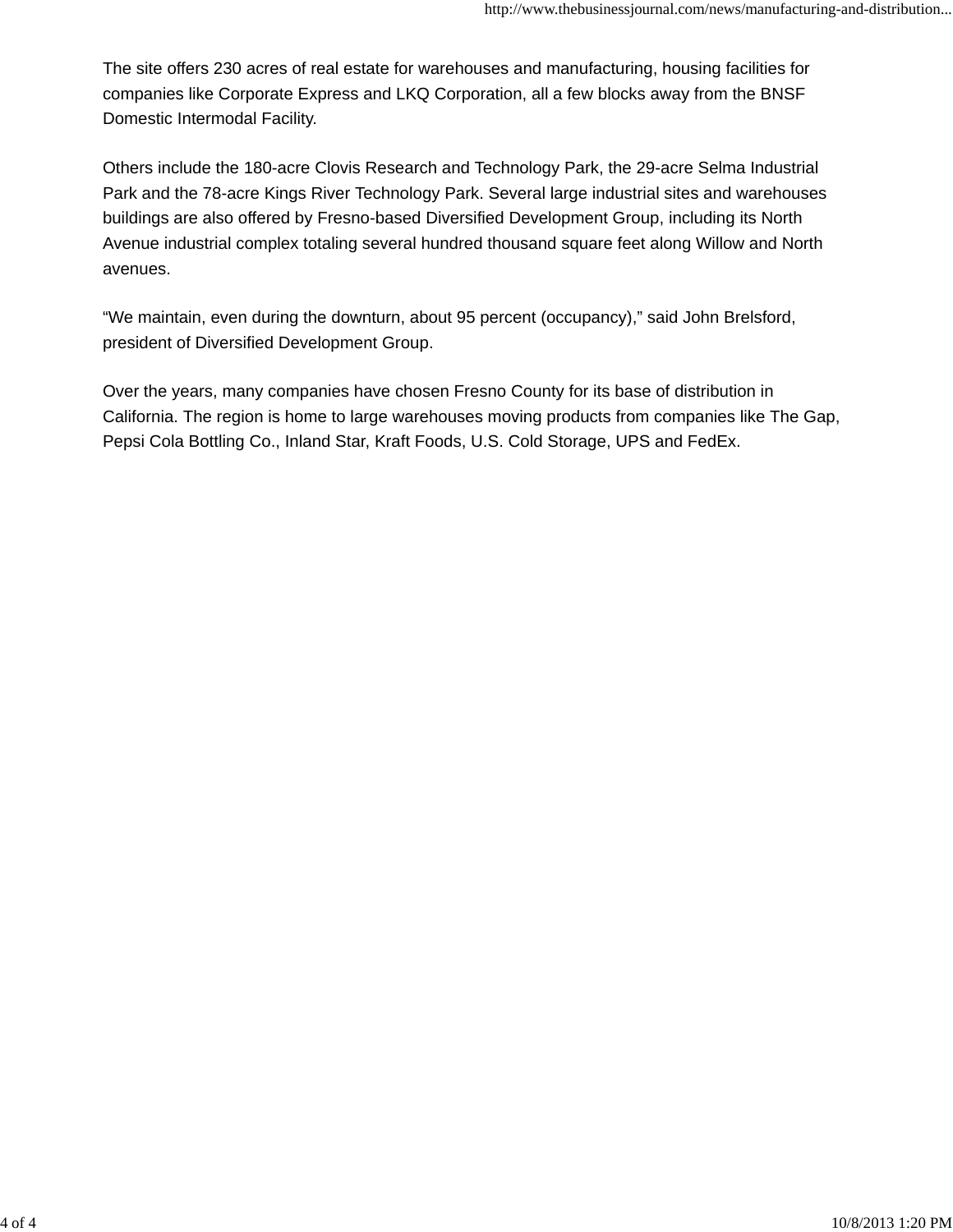The site offers 230 acres of real estate for warehouses and manufacturing, housing facilities for companies like Corporate Express and LKQ Corporation, all a few blocks away from the BNSF Domestic Intermodal Facility.

Others include the 180-acre Clovis Research and Technology Park, the 29-acre Selma Industrial Park and the 78-acre Kings River Technology Park. Several large industrial sites and warehouses buildings are also offered by Fresno-based Diversified Development Group, including its North Avenue industrial complex totaling several hundred thousand square feet along Willow and North avenues.

“We maintain, even during the downturn, about 95 percent (occupancy),” said John Brelsford, president of Diversified Development Group.

Over the years, many companies have chosen Fresno County for its base of distribution in California. The region is home to large warehouses moving products from companies like The Gap, Pepsi Cola Bottling Co., Inland Star, Kraft Foods, U.S. Cold Storage, UPS and FedEx.